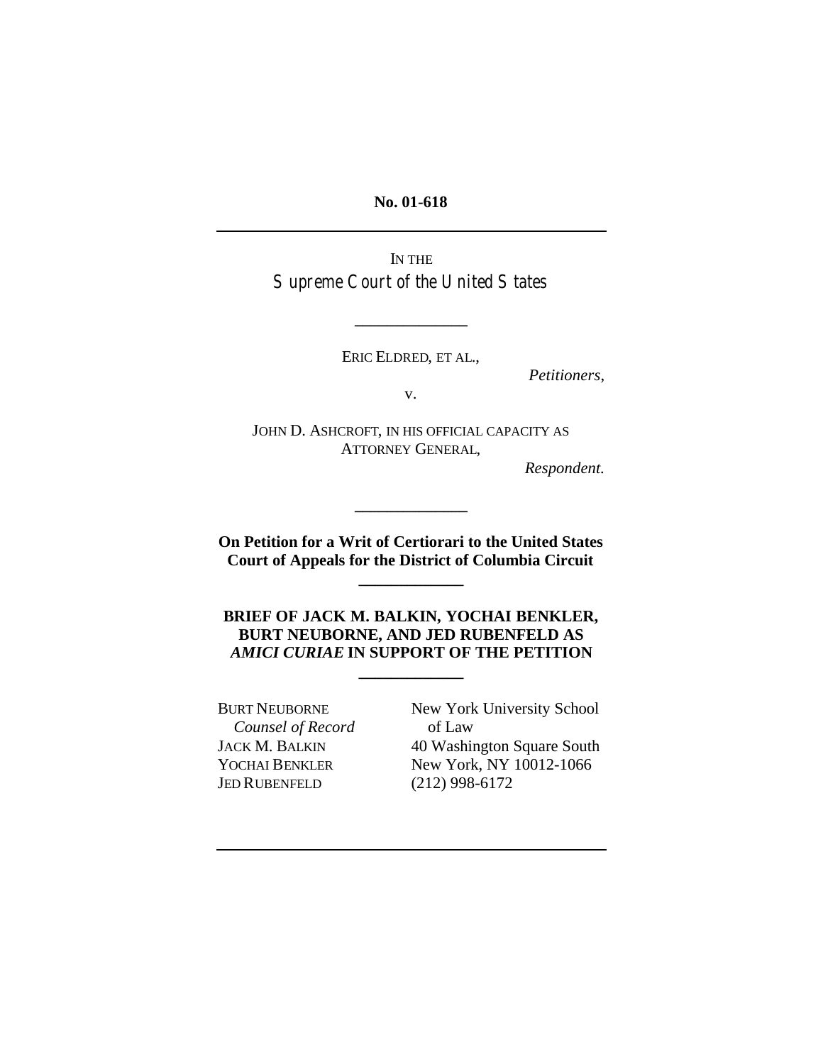**No. 01-618**

---

IN THE

# Supreme Court of the United States

---

ERIC ELDRED, ET AL.,

*Petitioners*,

v.

JOHN D. ASHCROFT, IN HIS OFFICIAL CAPACITY AS ATTORNEY GENERAL,

*Respondent.*

---

**On Petition for a Writ of Certiorari to the United States Court of Appeals for the District of Columbia Circuit**

---

**BRIEF OF JACK M. BALKIN, YOCHAI BENKLER, BURT NEUBORNE, AND JED RUBENFELD AS *AMICI CURIAE* IN SUPPORT OF THE PETITION**

---

BURT NEUBORNE
*Counsel of Record*
JACK M. BALKIN
YOCHAI BENKLER
JED RUBENFELD

New York University School of Law
40 Washington Square South
New York, NY 10012-1066
(212) 998-6172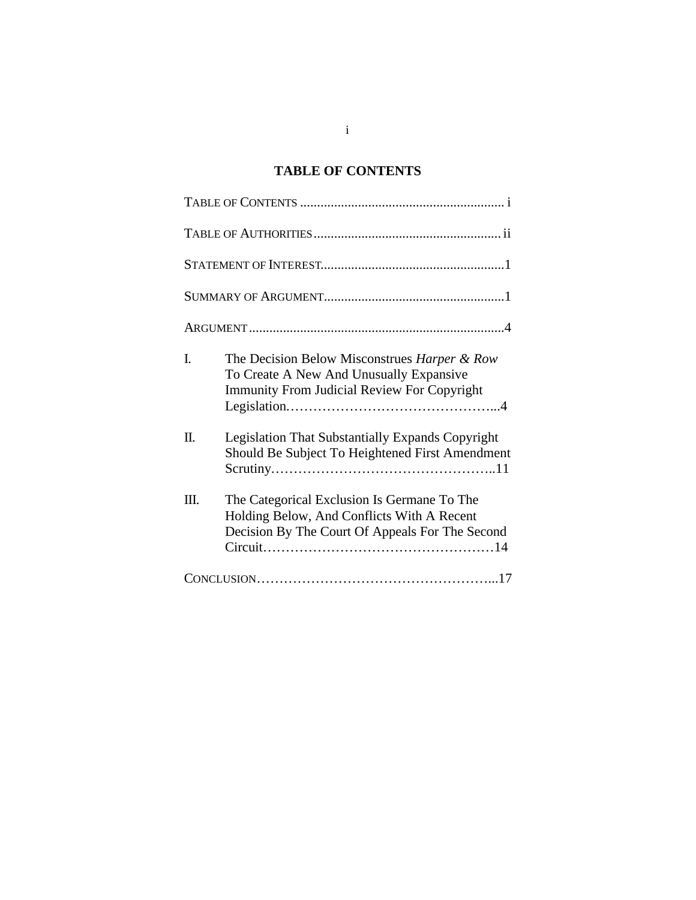# TABLE OF CONTENTS

TABLE OF CONTENTS ............................................................ i

TABLE OF AUTHORITIES ....................................................... ii

STATEMENT OF INTEREST......................................................1

SUMMARY OF ARGUMENT.....................................................1

ARGUMENT ...........................................................................4

I. The Decision Below Misconstrues *Harper & Row* To Create A New And Unusually Expansive Immunity From Judicial Review For Copyright Legislation……………………………………...4

II. Legislation That Substantially Expands Copyright Should Be Subject To Heightened First Amendment Scrutiny…………………………………………..11

III. The Categorical Exclusion Is Germane To The Holding Below, And Conflicts With A Recent Decision By The Court Of Appeals For The Second Circuit……………………………………………14

CONCLUSION……………………………………………...17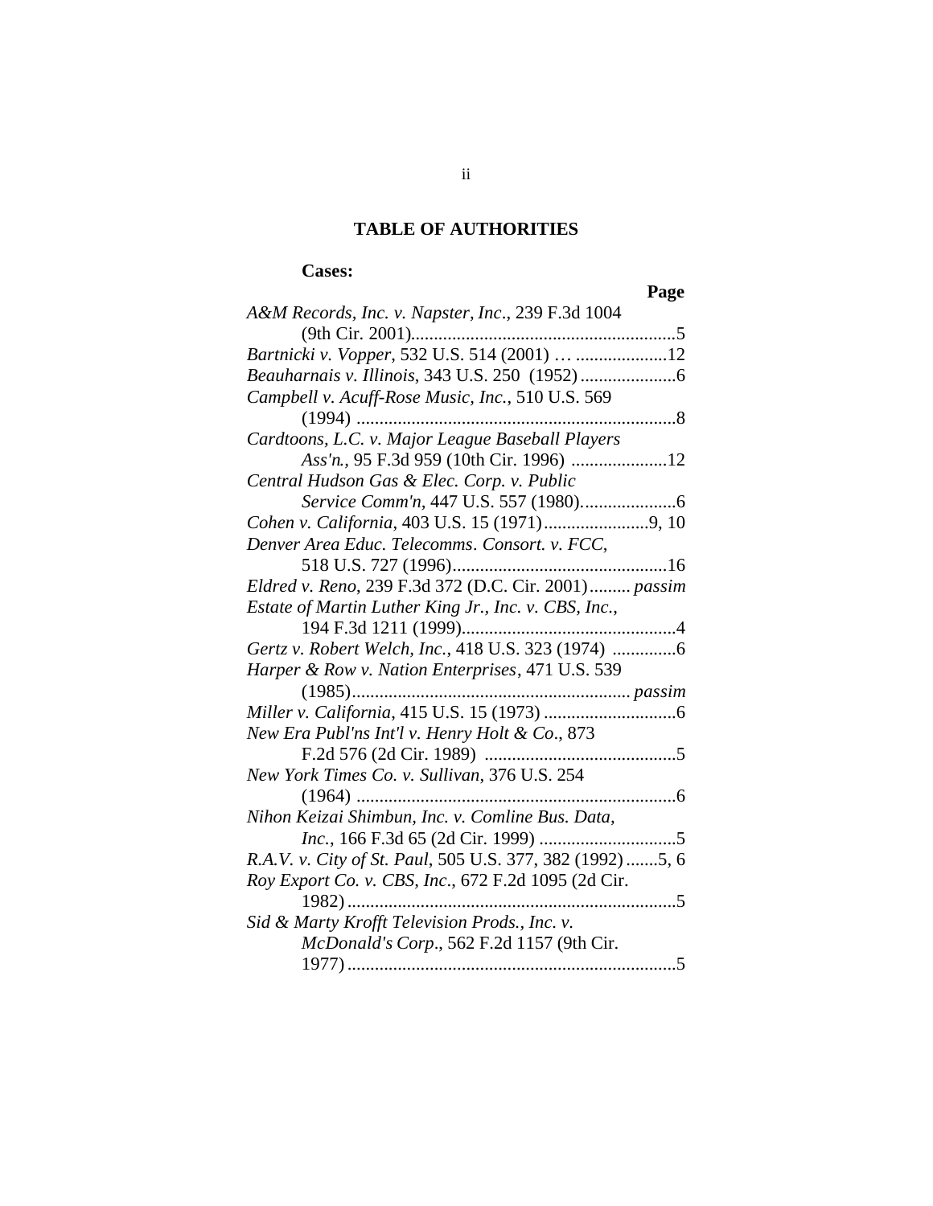## TABLE OF AUTHORITIES

**Cases:**

**Page**

*A&M Records, Inc. v. Napster, Inc*., 239 F.3d 1004 (9th Cir. 2001) ........................................................... 5

*Bartnicki v. Vopper*, 532 U.S. 514 (2001) … .................... 12

*Beauharnais v. Illinois*, 343 U.S. 250 (1952) ..................... 6

*Campbell v. Acuff-Rose Music, Inc.*, 510 U.S. 569 (1994) ..................................................................... 8

*Cardtoons, L.C. v. Major League Baseball Players Ass'n.*, 95 F.3d 959 (10th Cir. 1996) ..................... 12

*Central Hudson Gas & Elec. Corp. v. Public Service Comm'n*, 447 U.S. 557 (1980). .................... 6

*Cohen v. California*, 403 U.S. 15 (1971) ....................... 9, 10

*Denver Area Educ. Telecomms. Consort. v. FCC*, 518 U.S. 727 (1996) ............................................... 16

*Eldred v. Reno*, 239 F.3d 372 (D.C. Cir. 2001) ......... *passim*

*Estate of Martin Luther King Jr., Inc. v. CBS, Inc.*, 194 F.3d 1211 (1999) ............................................... 4

*Gertz v. Robert Welch, Inc.*, 418 U.S. 323 (1974) .............. 6

*Harper & Row v. Nation Enterprises*, 471 U.S. 539 (1985) ............................................................ *passim*

*Miller v. California*, 415 U.S. 15 (1973) ............................ 6

*New Era Publ'ns Int'l v. Henry Holt & Co*., 873 F.2d 576 (2d Cir. 1989) .......................................... 5

*New York Times Co. v. Sullivan*, 376 U.S. 254 (1964) ..................................................................... 6

*Nihon Keizai Shimbun, Inc. v. Comline Bus. Data, Inc.*, 166 F.3d 65 (2d Cir. 1999) ............................. 5

*R.A.V. v. City of St. Paul*, 505 U.S. 377, 382 (1992) ....... 5, 6

*Roy Export Co. v. CBS, Inc*., 672 F.2d 1095 (2d Cir. 1982) ........................................................................ 5

*Sid & Marty Krofft Television Prods., Inc. v. McDonald's Corp*., 562 F.2d 1157 (9th Cir. 1977) ........................................................................ 5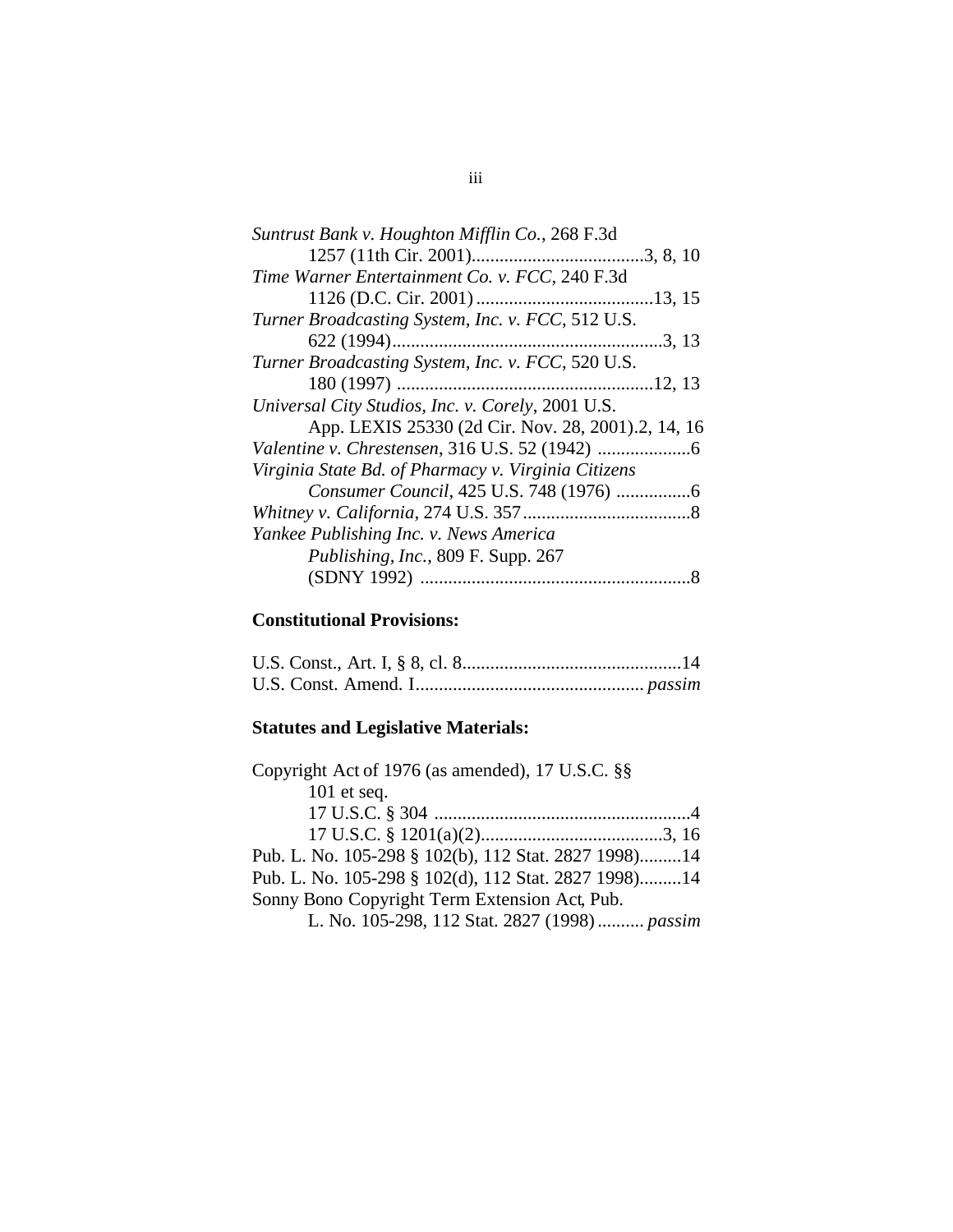*Suntrust Bank v. Houghton Mifflin Co.*, 268 F.3d 1257 (11th Cir. 2001)....................................3, 8, 10

*Time Warner Entertainment Co. v. FCC*, 240 F.3d 1126 (D.C. Cir. 2001)......................................13, 15

*Turner Broadcasting System, Inc. v. FCC*, 512 U.S. 622 (1994)..........................................................3, 13

*Turner Broadcasting System, Inc. v. FCC*, 520 U.S. 180 (1997) .......................................................12, 13

*Universal City Studios, Inc. v. Corely*, 2001 U.S. App. LEXIS 25330 (2d Cir. Nov. 28, 2001).2, 14, 16

*Valentine v. Chrestensen*, 316 U.S. 52 (1942) ....................6

*Virginia State Bd. of Pharmacy v. Virginia Citizens Consumer Council*, 425 U.S. 748 (1976) ................6

*Whitney v. California*, 274 U.S. 357....................................8

*Yankee Publishing Inc. v. News America Publishing, Inc.*, 809 F. Supp. 267 (SDNY 1992) ..........................................................8

**Constitutional Provisions:**

U.S. Const., Art. I, § 8, cl. 8...............................................14

U.S. Const. Amend. I................................................ *passim*

**Statutes and Legislative Materials:**

Copyright Act of 1976 (as amended), 17 U.S.C. §§ 101 et seq.

17 U.S.C. § 304 .......................................................4

17 U.S.C. § 1201(a)(2).......................................3, 16

Pub. L. No. 105-298 § 102(b), 112 Stat. 2827 1998).........14

Pub. L. No. 105-298 § 102(d), 112 Stat. 2827 1998).........14

Sonny Bono Copyright Term Extension Act, Pub. L. No. 105-298, 112 Stat. 2827 (1998).......... *passim*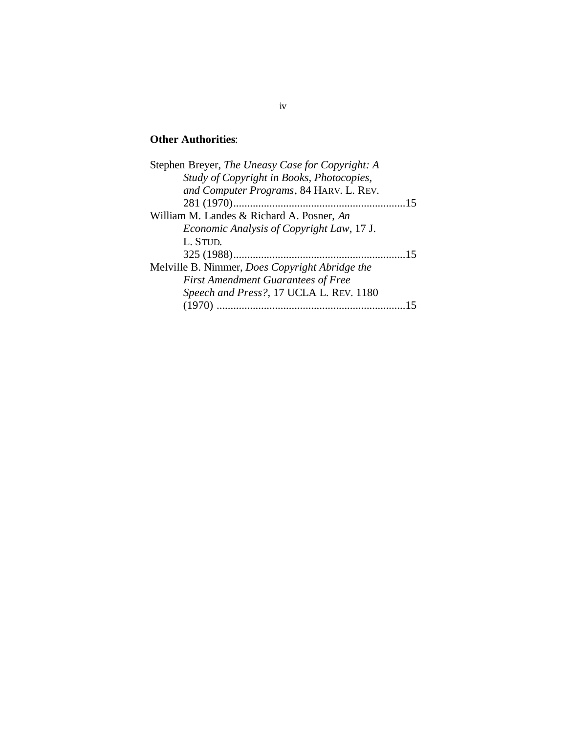**Other Authorities**:

Stephen Breyer, *The Uneasy Case for Copyright: A Study of Copyright in Books, Photocopies, and Computer Programs*, 84 HARV. L. REV. 281 (1970)..............................................................15

William M. Landes & Richard A. Posner, *An Economic Analysis of Copyright Law*, 17 J. L. STUD. 325 (1988)..............................................................15

Melville B. Nimmer, *Does Copyright Abridge the First Amendment Guarantees of Free Speech and Press?*, 17 UCLA L. REV. 1180 (1970) ....................................................................15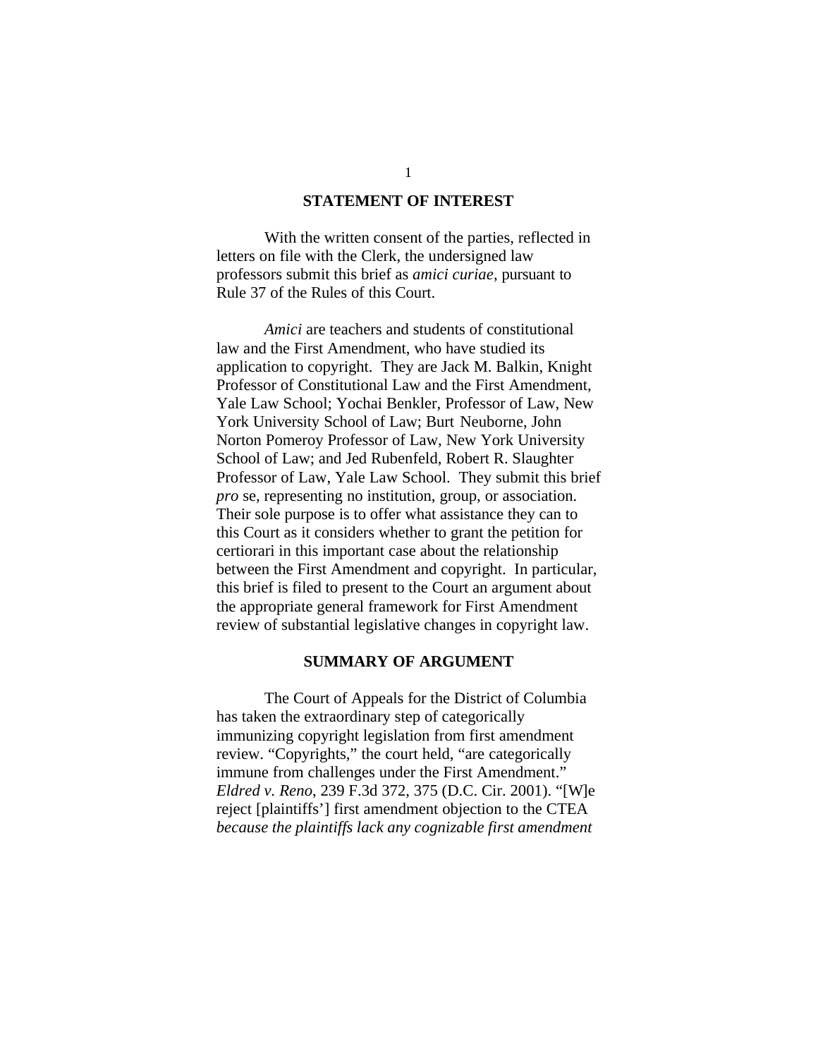## STATEMENT OF INTEREST

With the written consent of the parties, reflected in letters on file with the Clerk, the undersigned law professors submit this brief as *amici curiae*, pursuant to Rule 37 of the Rules of this Court.

*Amici* are teachers and students of constitutional law and the First Amendment, who have studied its application to copyright. They are Jack M. Balkin, Knight Professor of Constitutional Law and the First Amendment, Yale Law School; Yochai Benkler, Professor of Law, New York University School of Law; Burt Neuborne, John Norton Pomeroy Professor of Law, New York University School of Law; and Jed Rubenfeld, Robert R. Slaughter Professor of Law, Yale Law School. They submit this brief *pro* se, representing no institution, group, or association. Their sole purpose is to offer what assistance they can to this Court as it considers whether to grant the petition for certiorari in this important case about the relationship between the First Amendment and copyright. In particular, this brief is filed to present to the Court an argument about the appropriate general framework for First Amendment review of substantial legislative changes in copyright law.

## SUMMARY OF ARGUMENT

The Court of Appeals for the District of Columbia has taken the extraordinary step of categorically immunizing copyright legislation from first amendment review. "Copyrights," the court held, "are categorically immune from challenges under the First Amendment." *Eldred v. Reno*, 239 F.3d 372, 375 (D.C. Cir. 2001). "[W]e reject [plaintiffs'] first amendment objection to the CTEA *because the plaintiffs lack any cognizable first amendment*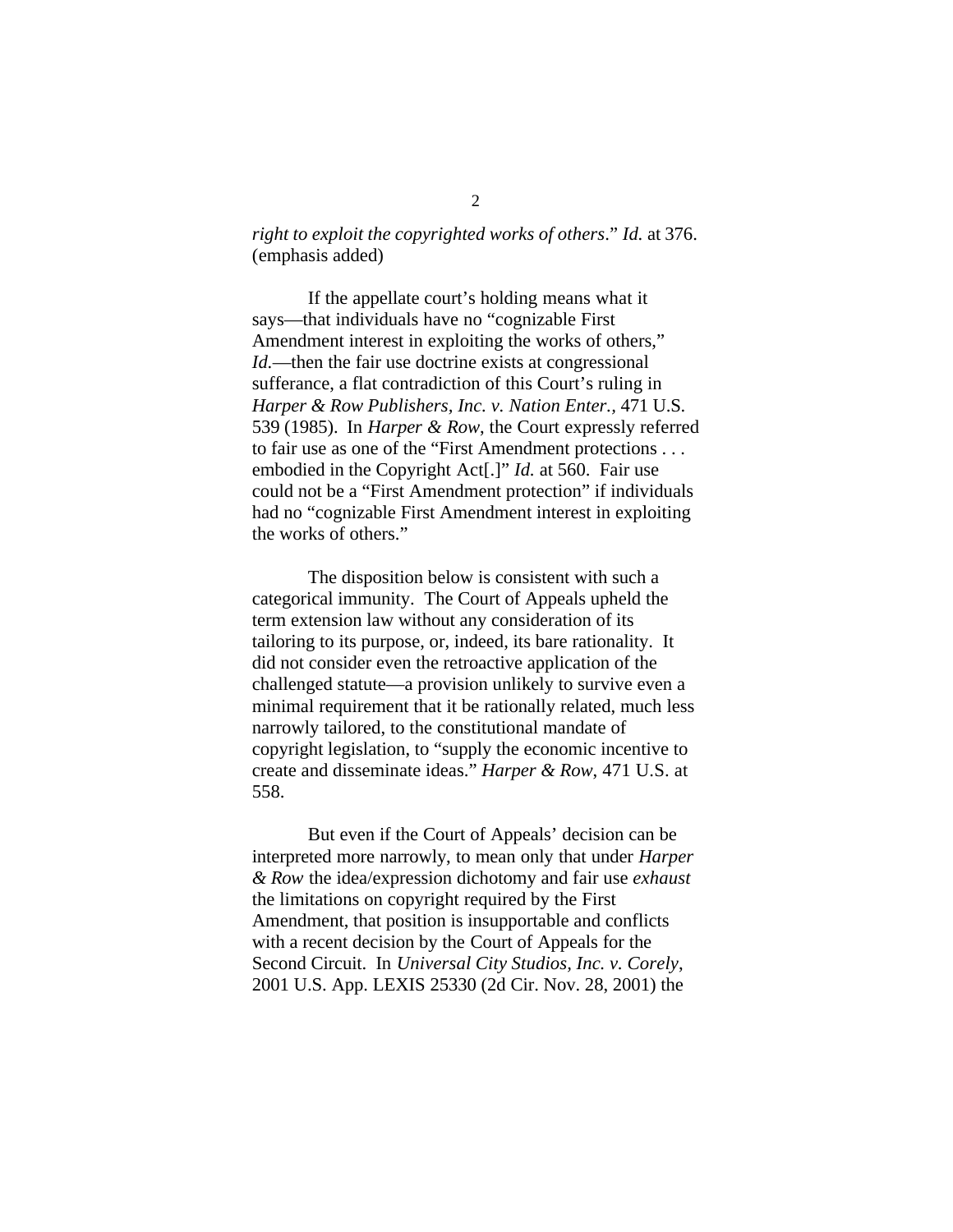*right to exploit the copyrighted works of others*." *Id.* at 376. (emphasis added)

If the appellate court's holding means what it says—that individuals have no "cognizable First Amendment interest in exploiting the works of others," *Id.*—then the fair use doctrine exists at congressional sufferance, a flat contradiction of this Court's ruling in *Harper & Row Publishers, Inc. v. Nation Enter.*, 471 U.S. 539 (1985). In *Harper & Row*, the Court expressly referred to fair use as one of the "First Amendment protections . . . embodied in the Copyright Act[.]" *Id.* at 560. Fair use could not be a "First Amendment protection" if individuals had no "cognizable First Amendment interest in exploiting the works of others."

The disposition below is consistent with such a categorical immunity. The Court of Appeals upheld the term extension law without any consideration of its tailoring to its purpose, or, indeed, its bare rationality. It did not consider even the retroactive application of the challenged statute—a provision unlikely to survive even a minimal requirement that it be rationally related, much less narrowly tailored, to the constitutional mandate of copyright legislation, to "supply the economic incentive to create and disseminate ideas." *Harper & Row*, 471 U.S. at 558.

But even if the Court of Appeals' decision can be interpreted more narrowly, to mean only that under *Harper & Row* the idea/expression dichotomy and fair use *exhaust* the limitations on copyright required by the First Amendment, that position is insupportable and conflicts with a recent decision by the Court of Appeals for the Second Circuit. In *Universal City Studios, Inc. v. Corely*, 2001 U.S. App. LEXIS 25330 (2d Cir. Nov. 28, 2001) the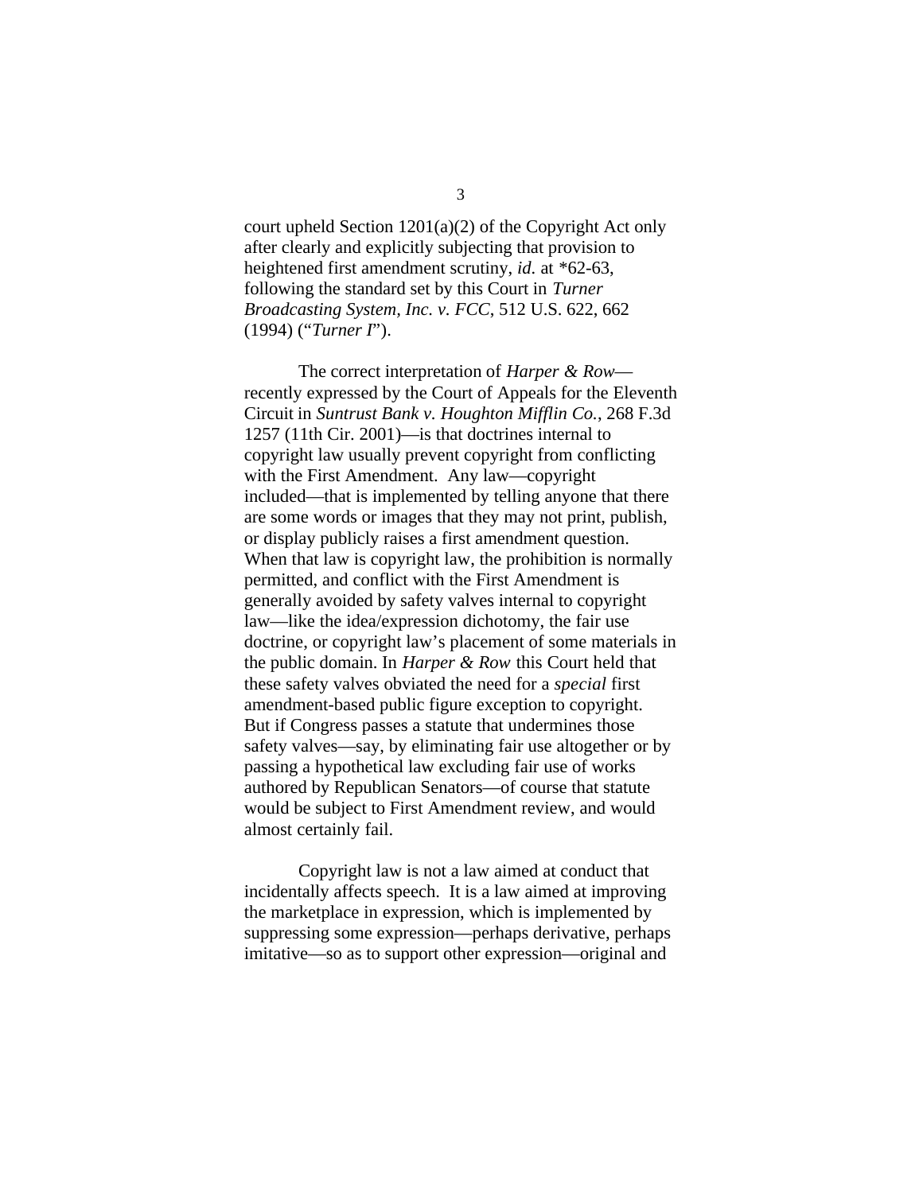court upheld Section 1201(a)(2) of the Copyright Act only after clearly and explicitly subjecting that provision to heightened first amendment scrutiny, *id.* at *62-63, following the standard set by this Court in *Turner Broadcasting System, Inc. v. FCC*, 512 U.S. 622, 662 (1994) ("*Turner I*").

The correct interpretation of *Harper & Row*—recently expressed by the Court of Appeals for the Eleventh Circuit in *Suntrust Bank v. Houghton Mifflin Co.*, 268 F.3d 1257 (11th Cir. 2001)—is that doctrines internal to copyright law usually prevent copyright from conflicting with the First Amendment. Any law—copyright included—that is implemented by telling anyone that there are some words or images that they may not print, publish, or display publicly raises a first amendment question. When that law is copyright law, the prohibition is normally permitted, and conflict with the First Amendment is generally avoided by safety valves internal to copyright law—like the idea/expression dichotomy, the fair use doctrine, or copyright law's placement of some materials in the public domain. In *Harper & Row* this Court held that these safety valves obviated the need for a *special* first amendment-based public figure exception to copyright. But if Congress passes a statute that undermines those safety valves—say, by eliminating fair use altogether or by passing a hypothetical law excluding fair use of works authored by Republican Senators—of course that statute would be subject to First Amendment review, and would almost certainly fail.

Copyright law is not a law aimed at conduct that incidentally affects speech. It is a law aimed at improving the marketplace in expression, which is implemented by suppressing some expression—perhaps derivative, perhaps imitative—so as to support other expression—original and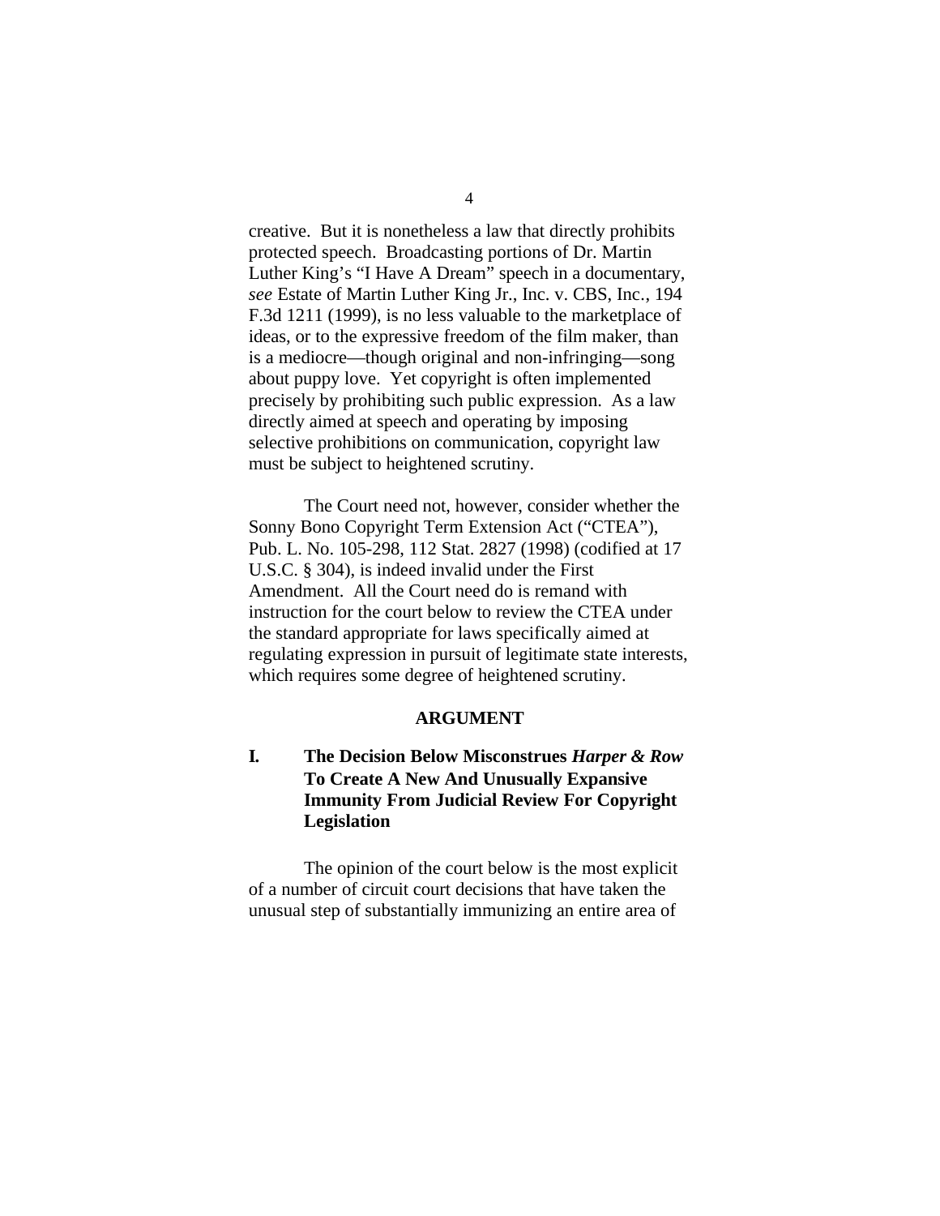creative. But it is nonetheless a law that directly prohibits protected speech. Broadcasting portions of Dr. Martin Luther King's "I Have A Dream" speech in a documentary, *see* Estate of Martin Luther King Jr., Inc. v. CBS, Inc., 194 F.3d 1211 (1999), is no less valuable to the marketplace of ideas, or to the expressive freedom of the film maker, than is a mediocre—though original and non-infringing—song about puppy love. Yet copyright is often implemented precisely by prohibiting such public expression. As a law directly aimed at speech and operating by imposing selective prohibitions on communication, copyright law must be subject to heightened scrutiny.

The Court need not, however, consider whether the Sonny Bono Copyright Term Extension Act ("CTEA"), Pub. L. No. 105-298, 112 Stat. 2827 (1998) (codified at 17 U.S.C. § 304), is indeed invalid under the First Amendment. All the Court need do is remand with instruction for the court below to review the CTEA under the standard appropriate for laws specifically aimed at regulating expression in pursuit of legitimate state interests, which requires some degree of heightened scrutiny.

## ARGUMENT

### I. The Decision Below Misconstrues *Harper & Row* To Create A New And Unusually Expansive Immunity From Judicial Review For Copyright Legislation

The opinion of the court below is the most explicit of a number of circuit court decisions that have taken the unusual step of substantially immunizing an entire area of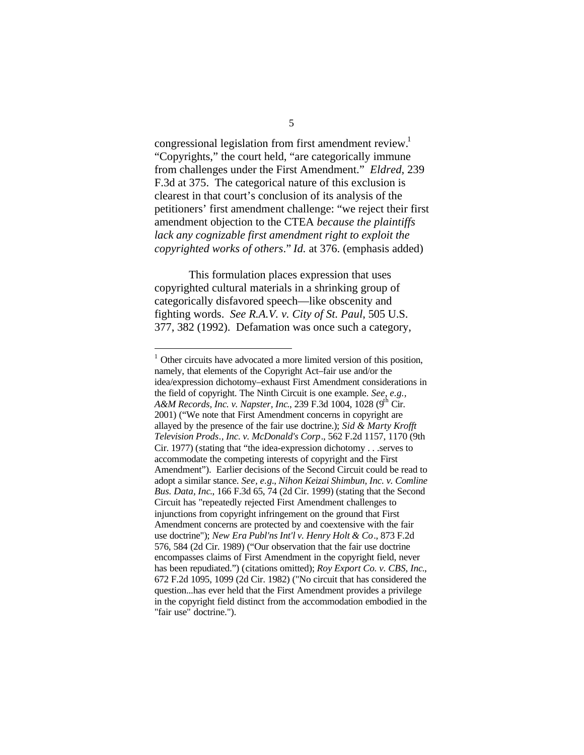congressional legislation from first amendment review.[1] "Copyrights," the court held, "are categorically immune from challenges under the First Amendment." *Eldred*, 239 F.3d at 375. The categorical nature of this exclusion is clearest in that court's conclusion of its analysis of the petitioners' first amendment challenge: "we reject their first amendment objection to the CTEA *because the plaintiffs lack any cognizable first amendment right to exploit the copyrighted works of others*." *Id.* at 376. (emphasis added)

This formulation places expression that uses copyrighted cultural materials in a shrinking group of categorically disfavored speech—like obscenity and fighting words. *See R.A.V. v. City of St. Paul*, 505 U.S. 377, 382 (1992). Defamation was once such a category,

---

[1] Other circuits have advocated a more limited version of this position, namely, that elements of the Copyright Act–fair use and/or the idea/expression dichotomy–exhaust First Amendment considerations in the field of copyright. The Ninth Circuit is one example. *See, e.g., A&M Records, Inc. v. Napster, Inc.*, 239 F.3d 1004, 1028 (9th Cir. 2001) ("We note that First Amendment concerns in copyright are allayed by the presence of the fair use doctrine.); *Sid & Marty Krofft Television Prods., Inc. v. McDonald's Corp.*, 562 F.2d 1157, 1170 (9th Cir. 1977) (stating that "the idea-expression dichotomy . . .serves to accommodate the competing interests of copyright and the First Amendment"). Earlier decisions of the Second Circuit could be read to adopt a similar stance. *See, e.g., Nihon Keizai Shimbun, Inc. v. Comline Bus. Data, Inc.*, 166 F.3d 65, 74 (2d Cir. 1999) (stating that the Second Circuit has "repeatedly rejected First Amendment challenges to injunctions from copyright infringement on the ground that First Amendment concerns are protected by and coextensive with the fair use doctrine"); *New Era Publ'ns Int'l v. Henry Holt & Co.*, 873 F.2d 576, 584 (2d Cir. 1989) ("Our observation that the fair use doctrine encompasses claims of First Amendment in the copyright field, never has been repudiated.") (citations omitted); *Roy Export Co. v. CBS, Inc.*, 672 F.2d 1095, 1099 (2d Cir. 1982) ("No circuit that has considered the question...has ever held that the First Amendment provides a privilege in the copyright field distinct from the accommodation embodied in the "fair use" doctrine.").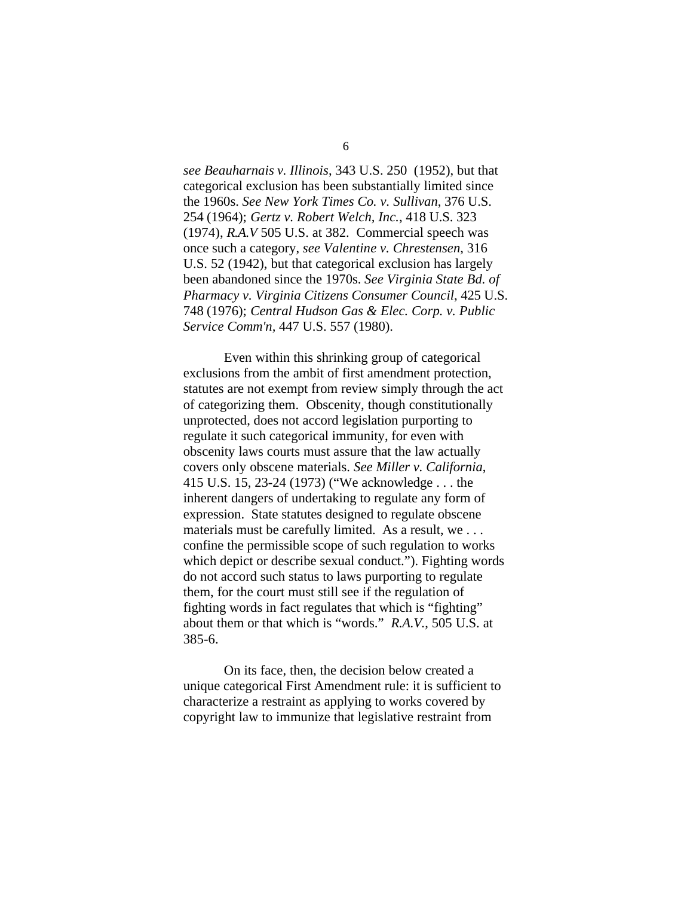*see Beauharnais v. Illinois*, 343 U.S. 250 (1952), but that categorical exclusion has been substantially limited since the 1960s. *See New York Times Co. v. Sullivan*, 376 U.S. 254 (1964); *Gertz v. Robert Welch, Inc.*, 418 U.S. 323 (1974), *R.A.V* 505 U.S. at 382. Commercial speech was once such a category, *see Valentine v. Chrestensen*, 316 U.S. 52 (1942), but that categorical exclusion has largely been abandoned since the 1970s. *See Virginia State Bd. of Pharmacy v. Virginia Citizens Consumer Council*, 425 U.S. 748 (1976); *Central Hudson Gas & Elec. Corp. v. Public Service Comm'n*, 447 U.S. 557 (1980).

Even within this shrinking group of categorical exclusions from the ambit of first amendment protection, statutes are not exempt from review simply through the act of categorizing them. Obscenity, though constitutionally unprotected, does not accord legislation purporting to regulate it such categorical immunity, for even with obscenity laws courts must assure that the law actually covers only obscene materials. *See Miller v. California*, 415 U.S. 15, 23-24 (1973) ("We acknowledge . . . the inherent dangers of undertaking to regulate any form of expression. State statutes designed to regulate obscene materials must be carefully limited. As a result, we . . . confine the permissible scope of such regulation to works which depict or describe sexual conduct."). Fighting words do not accord such status to laws purporting to regulate them, for the court must still see if the regulation of fighting words in fact regulates that which is "fighting" about them or that which is "words." *R.A.V.*, 505 U.S. at 385-6.

On its face, then, the decision below created a unique categorical First Amendment rule: it is sufficient to characterize a restraint as applying to works covered by copyright law to immunize that legislative restraint from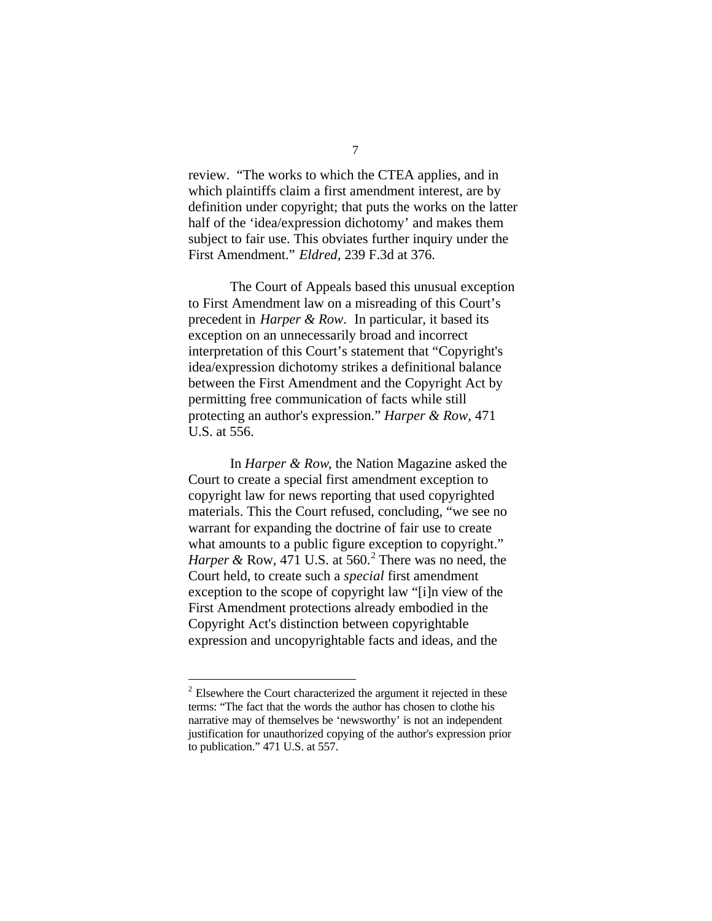review. "The works to which the CTEA applies, and in which plaintiffs claim a first amendment interest, are by definition under copyright; that puts the works on the latter half of the 'idea/expression dichotomy' and makes them subject to fair use. This obviates further inquiry under the First Amendment." *Eldred*, 239 F.3d at 376.

The Court of Appeals based this unusual exception to First Amendment law on a misreading of this Court's precedent in *Harper & Row*. In particular, it based its exception on an unnecessarily broad and incorrect interpretation of this Court's statement that "Copyright's idea/expression dichotomy strikes a definitional balance between the First Amendment and the Copyright Act by permitting free communication of facts while still protecting an author's expression." *Harper & Row*, 471 U.S. at 556.

In *Harper & Row*, the Nation Magazine asked the Court to create a special first amendment exception to copyright law for news reporting that used copyrighted materials. This the Court refused, concluding, "we see no warrant for expanding the doctrine of fair use to create what amounts to a public figure exception to copyright." *Harper &* Row, 471 U.S. at 560.[2] There was no need, the Court held, to create such a *special* first amendment exception to the scope of copyright law "[i]n view of the First Amendment protections already embodied in the Copyright Act's distinction between copyrightable expression and uncopyrightable facts and ideas, and the

---

[2] Elsewhere the Court characterized the argument it rejected in these terms: "The fact that the words the author has chosen to clothe his narrative may of themselves be 'newsworthy' is not an independent justification for unauthorized copying of the author's expression prior to publication." 471 U.S. at 557.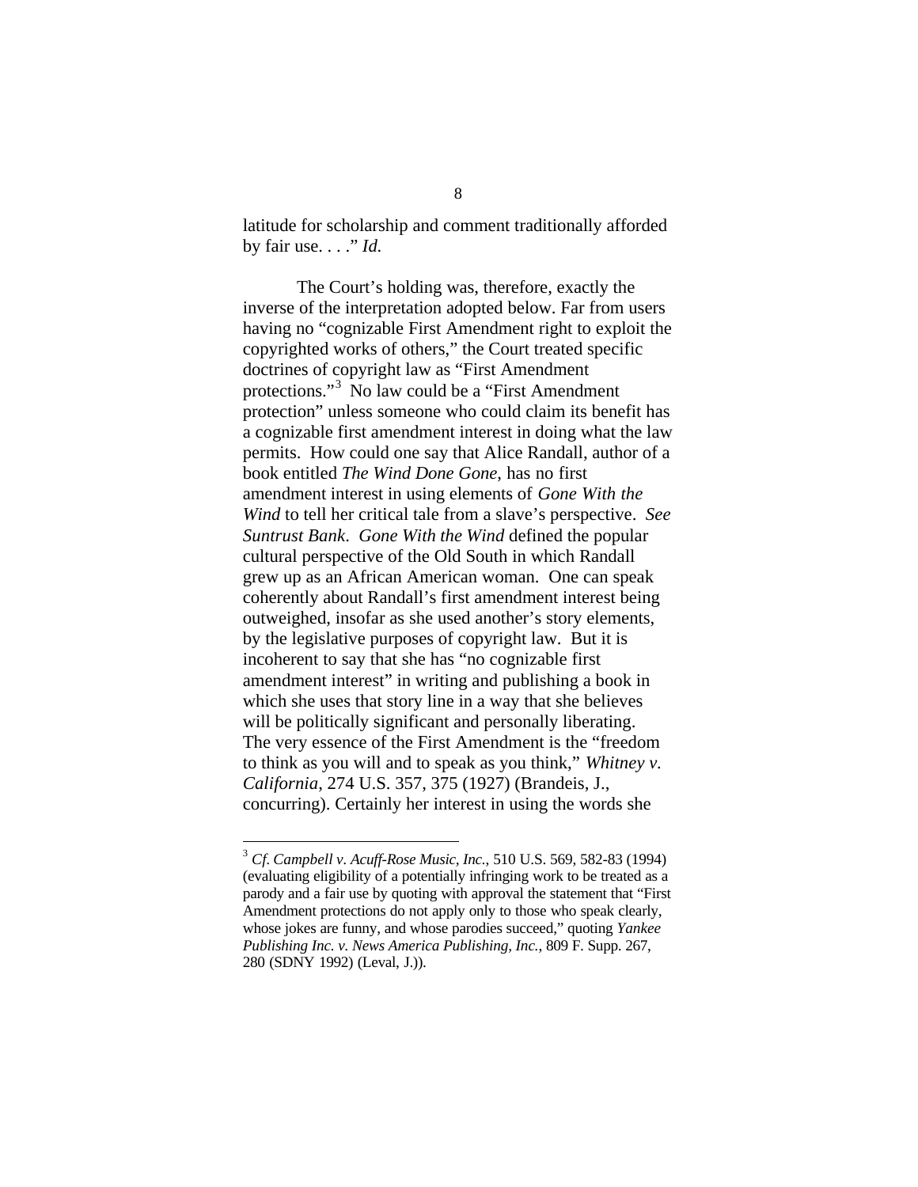latitude for scholarship and comment traditionally afforded by fair use. . . ." *Id.*

The Court's holding was, therefore, exactly the inverse of the interpretation adopted below. Far from users having no "cognizable First Amendment right to exploit the copyrighted works of others," the Court treated specific doctrines of copyright law as "First Amendment protections."[3] No law could be a "First Amendment protection" unless someone who could claim its benefit has a cognizable first amendment interest in doing what the law permits. How could one say that Alice Randall, author of a book entitled *The Wind Done Gone*, has no first amendment interest in using elements of *Gone With the Wind* to tell her critical tale from a slave's perspective. *See Suntrust Bank*. *Gone With the Wind* defined the popular cultural perspective of the Old South in which Randall grew up as an African American woman. One can speak coherently about Randall's first amendment interest being outweighed, insofar as she used another's story elements, by the legislative purposes of copyright law. But it is incoherent to say that she has "no cognizable first amendment interest" in writing and publishing a book in which she uses that story line in a way that she believes will be politically significant and personally liberating. The very essence of the First Amendment is the "freedom to think as you will and to speak as you think," *Whitney v. California*, 274 U.S. 357, 375 (1927) (Brandeis, J., concurring). Certainly her interest in using the words she

---

[3] *Cf. Campbell v. Acuff-Rose Music, Inc.*, 510 U.S. 569, 582-83 (1994) (evaluating eligibility of a potentially infringing work to be treated as a parody and a fair use by quoting with approval the statement that "First Amendment protections do not apply only to those who speak clearly, whose jokes are funny, and whose parodies succeed," quoting *Yankee Publishing Inc. v. News America Publishing, Inc.*, 809 F. Supp. 267, 280 (SDNY 1992) (Leval, J.)).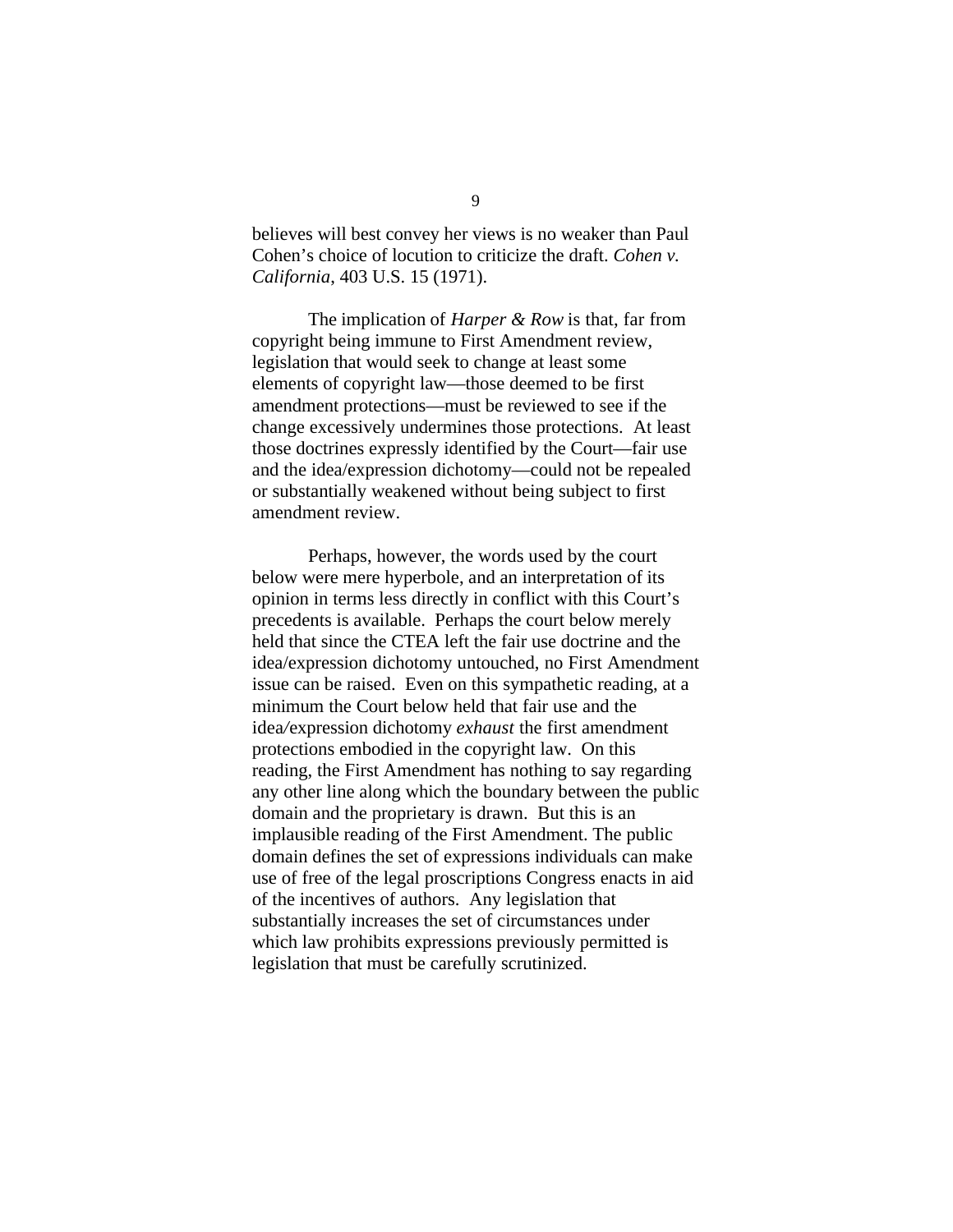believes will best convey her views is no weaker than Paul Cohen's choice of locution to criticize the draft. *Cohen v. California*, 403 U.S. 15 (1971).

The implication of *Harper & Row* is that, far from copyright being immune to First Amendment review, legislation that would seek to change at least some elements of copyright law—those deemed to be first amendment protections—must be reviewed to see if the change excessively undermines those protections. At least those doctrines expressly identified by the Court—fair use and the idea/expression dichotomy—could not be repealed or substantially weakened without being subject to first amendment review.

Perhaps, however, the words used by the court below were mere hyperbole, and an interpretation of its opinion in terms less directly in conflict with this Court's precedents is available. Perhaps the court below merely held that since the CTEA left the fair use doctrine and the idea/expression dichotomy untouched, no First Amendment issue can be raised. Even on this sympathetic reading, at a minimum the Court below held that fair use and the idea/expression dichotomy *exhaust* the first amendment protections embodied in the copyright law. On this reading, the First Amendment has nothing to say regarding any other line along which the boundary between the public domain and the proprietary is drawn. But this is an implausible reading of the First Amendment. The public domain defines the set of expressions individuals can make use of free of the legal proscriptions Congress enacts in aid of the incentives of authors. Any legislation that substantially increases the set of circumstances under which law prohibits expressions previously permitted is legislation that must be carefully scrutinized.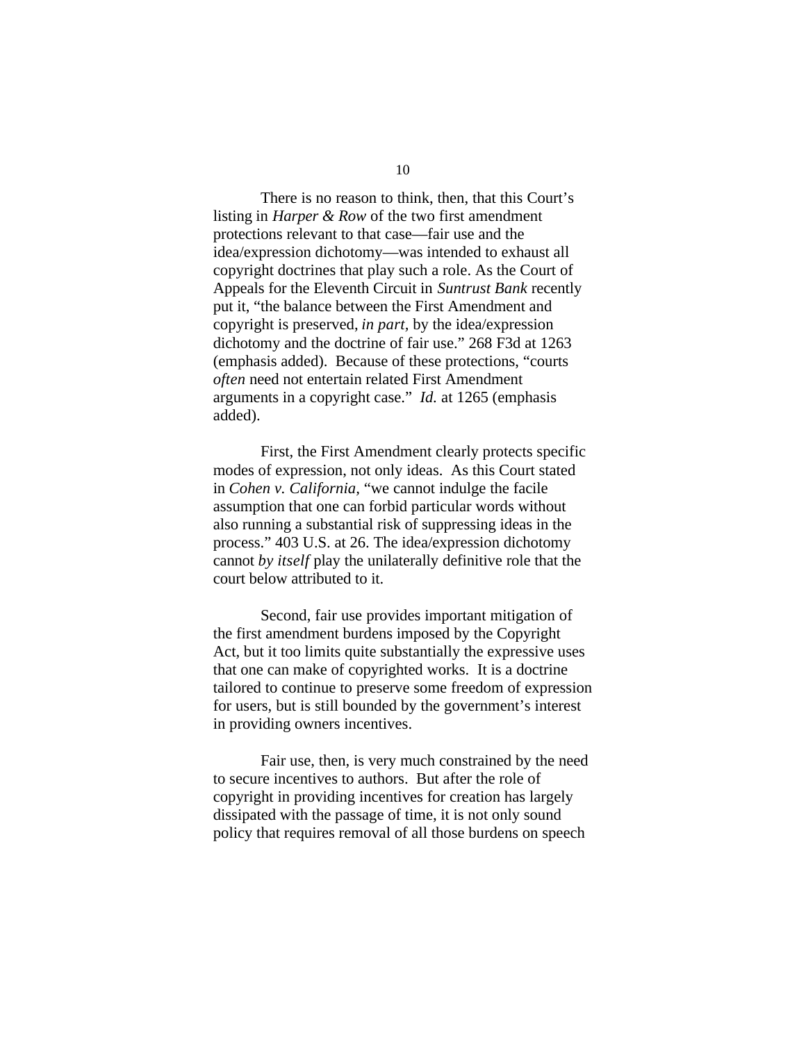There is no reason to think, then, that this Court's listing in *Harper & Row* of the two first amendment protections relevant to that case—fair use and the idea/expression dichotomy—was intended to exhaust all copyright doctrines that play such a role. As the Court of Appeals for the Eleventh Circuit in *Suntrust Bank* recently put it, "the balance between the First Amendment and copyright is preserved, *in part*, by the idea/expression dichotomy and the doctrine of fair use." 268 F3d at 1263 (emphasis added). Because of these protections, "courts *often* need not entertain related First Amendment arguments in a copyright case." *Id.* at 1265 (emphasis added).

First, the First Amendment clearly protects specific modes of expression, not only ideas. As this Court stated in *Cohen v. California*, "we cannot indulge the facile assumption that one can forbid particular words without also running a substantial risk of suppressing ideas in the process." 403 U.S. at 26. The idea/expression dichotomy cannot *by itself* play the unilaterally definitive role that the court below attributed to it.

Second, fair use provides important mitigation of the first amendment burdens imposed by the Copyright Act, but it too limits quite substantially the expressive uses that one can make of copyrighted works. It is a doctrine tailored to continue to preserve some freedom of expression for users, but is still bounded by the government's interest in providing owners incentives.

Fair use, then, is very much constrained by the need to secure incentives to authors. But after the role of copyright in providing incentives for creation has largely dissipated with the passage of time, it is not only sound policy that requires removal of all those burdens on speech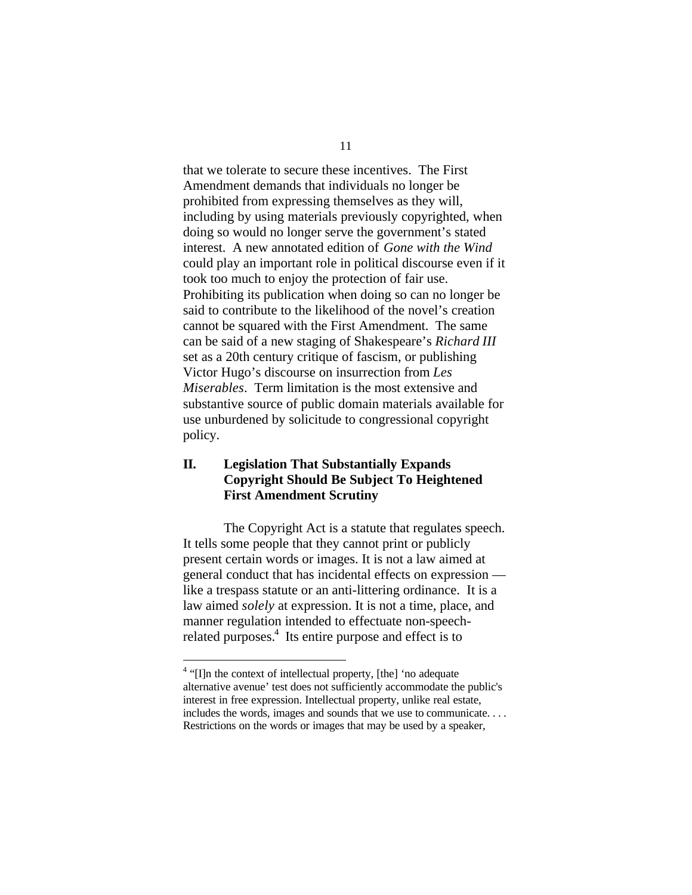that we tolerate to secure these incentives. The First Amendment demands that individuals no longer be prohibited from expressing themselves as they will, including by using materials previously copyrighted, when doing so would no longer serve the government's stated interest. A new annotated edition of *Gone with the Wind* could play an important role in political discourse even if it took too much to enjoy the protection of fair use. Prohibiting its publication when doing so can no longer be said to contribute to the likelihood of the novel's creation cannot be squared with the First Amendment. The same can be said of a new staging of Shakespeare's *Richard III* set as a 20th century critique of fascism, or publishing Victor Hugo's discourse on insurrection from *Les Miserables*. Term limitation is the most extensive and substantive source of public domain materials available for use unburdened by solicitude to congressional copyright policy.

## II. Legislation That Substantially Expands Copyright Should Be Subject To Heightened First Amendment Scrutiny

The Copyright Act is a statute that regulates speech. It tells some people that they cannot print or publicly present certain words or images. It is not a law aimed at general conduct that has incidental effects on expression — like a trespass statute or an anti-littering ordinance. It is a law aimed *solely* at expression. It is not a time, place, and manner regulation intended to effectuate non-speech-related purposes.[4] Its entire purpose and effect is to

---

[4] "[I]n the context of intellectual property, [the] 'no adequate alternative avenue' test does not sufficiently accommodate the public's interest in free expression. Intellectual property, unlike real estate, includes the words, images and sounds that we use to communicate. . . . Restrictions on the words or images that may be used by a speaker,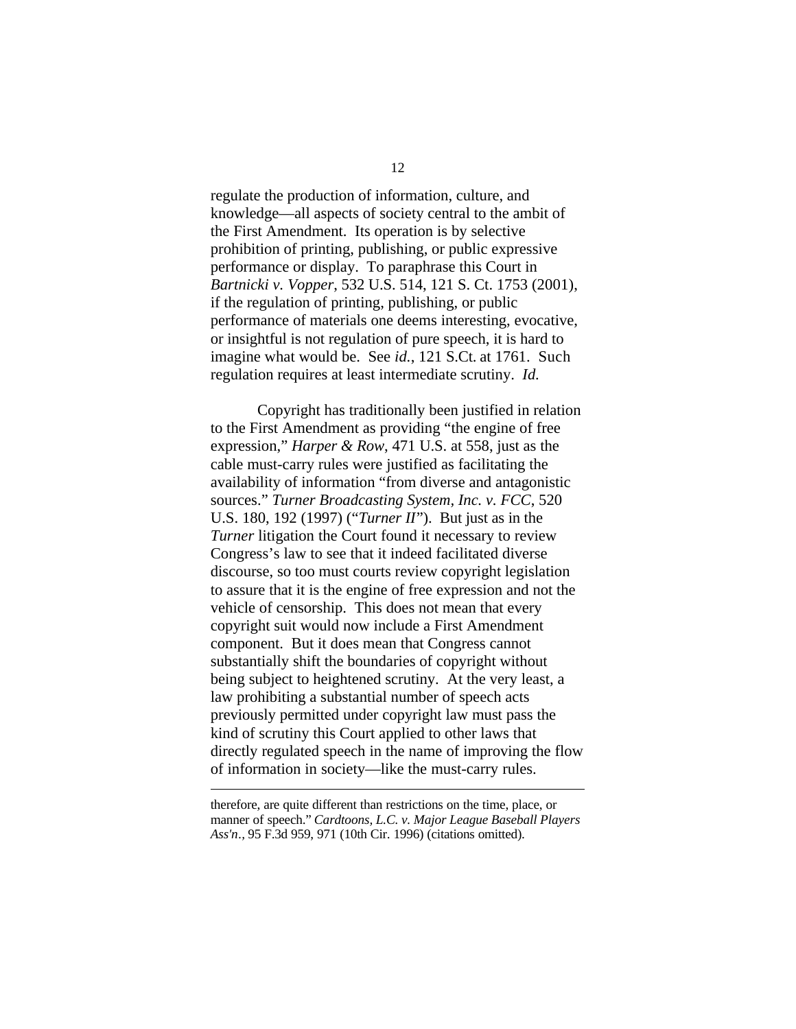regulate the production of information, culture, and knowledge—all aspects of society central to the ambit of the First Amendment. Its operation is by selective prohibition of printing, publishing, or public expressive performance or display. To paraphrase this Court in *Bartnicki v. Vopper*, 532 U.S. 514, 121 S. Ct. 1753 (2001), if the regulation of printing, publishing, or public performance of materials one deems interesting, evocative, or insightful is not regulation of pure speech, it is hard to imagine what would be. See *id.*, 121 S.Ct. at 1761. Such regulation requires at least intermediate scrutiny. *Id.*

Copyright has traditionally been justified in relation to the First Amendment as providing "the engine of free expression," *Harper & Row*, 471 U.S. at 558, just as the cable must-carry rules were justified as facilitating the availability of information "from diverse and antagonistic sources." *Turner Broadcasting System, Inc. v. FCC*, 520 U.S. 180, 192 (1997) ("*Turner II*"). But just as in the *Turner* litigation the Court found it necessary to review Congress's law to see that it indeed facilitated diverse discourse, so too must courts review copyright legislation to assure that it is the engine of free expression and not the vehicle of censorship. This does not mean that every copyright suit would now include a First Amendment component. But it does mean that Congress cannot substantially shift the boundaries of copyright without being subject to heightened scrutiny. At the very least, a law prohibiting a substantial number of speech acts previously permitted under copyright law must pass the kind of scrutiny this Court applied to other laws that directly regulated speech in the name of improving the flow of information in society—like the must-carry rules.

---

therefore, are quite different than restrictions on the time, place, or manner of speech." *Cardtoons, L.C. v. Major League Baseball Players Ass'n.*, 95 F.3d 959, 971 (10th Cir. 1996) (citations omitted).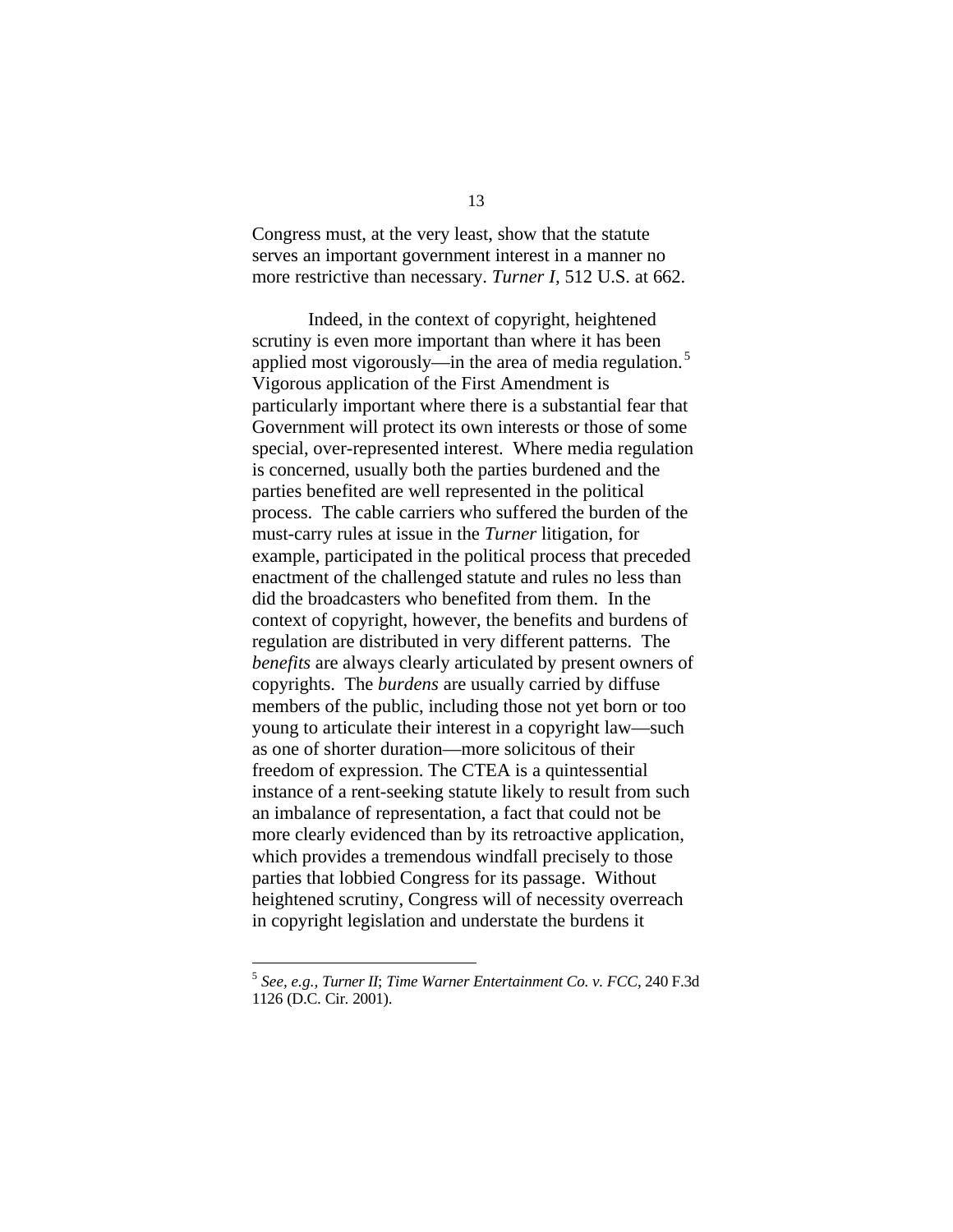Congress must, at the very least, show that the statute serves an important government interest in a manner no more restrictive than necessary. *Turner I,* 512 U.S. at 662.

Indeed, in the context of copyright, heightened scrutiny is even more important than where it has been applied most vigorously—in the area of media regulation.[5] Vigorous application of the First Amendment is particularly important where there is a substantial fear that Government will protect its own interests or those of some special, over-represented interest. Where media regulation is concerned, usually both the parties burdened and the parties benefited are well represented in the political process. The cable carriers who suffered the burden of the must-carry rules at issue in the *Turner* litigation, for example, participated in the political process that preceded enactment of the challenged statute and rules no less than did the broadcasters who benefited from them. In the context of copyright, however, the benefits and burdens of regulation are distributed in very different patterns. The *benefits* are always clearly articulated by present owners of copyrights. The *burdens* are usually carried by diffuse members of the public, including those not yet born or too young to articulate their interest in a copyright law—such as one of shorter duration—more solicitous of their freedom of expression. The CTEA is a quintessential instance of a rent-seeking statute likely to result from such an imbalance of representation, a fact that could not be more clearly evidenced than by its retroactive application, which provides a tremendous windfall precisely to those parties that lobbied Congress for its passage. Without heightened scrutiny, Congress will of necessity overreach in copyright legislation and understate the burdens it

---

[5] *See, e.g., Turner II*; *Time Warner Entertainment Co. v. FCC*, 240 F.3d 1126 (D.C. Cir. 2001).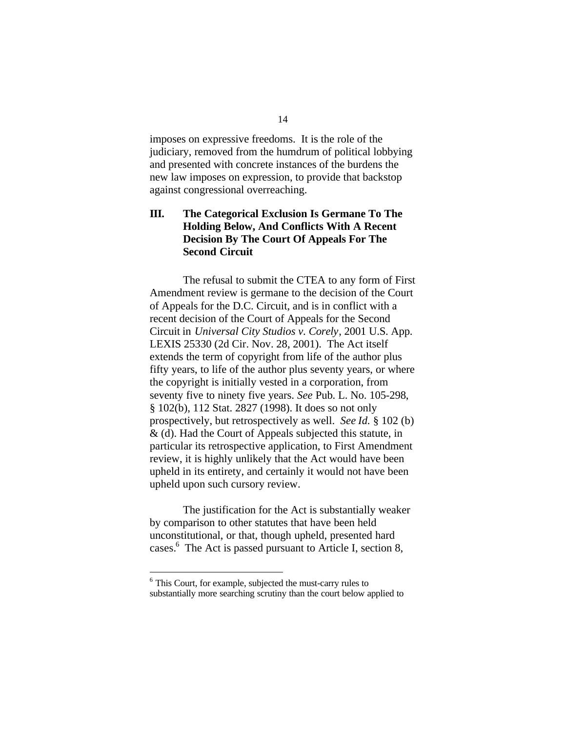imposes on expressive freedoms. It is the role of the judiciary, removed from the humdrum of political lobbying and presented with concrete instances of the burdens the new law imposes on expression, to provide that backstop against congressional overreaching.

## III. The Categorical Exclusion Is Germane To The Holding Below, And Conflicts With A Recent Decision By The Court Of Appeals For The Second Circuit

The refusal to submit the CTEA to any form of First Amendment review is germane to the decision of the Court of Appeals for the D.C. Circuit, and is in conflict with a recent decision of the Court of Appeals for the Second Circuit in *Universal City Studios v. Corely*, 2001 U.S. App. LEXIS 25330 (2d Cir. Nov. 28, 2001). The Act itself extends the term of copyright from life of the author plus fifty years, to life of the author plus seventy years, or where the copyright is initially vested in a corporation, from seventy five to ninety five years. *See* Pub. L. No. 105-298, § 102(b), 112 Stat. 2827 (1998). It does so not only prospectively, but retrospectively as well. *See Id.* § 102 (b) & (d). Had the Court of Appeals subjected this statute, in particular its retrospective application, to First Amendment review, it is highly unlikely that the Act would have been upheld in its entirety, and certainly it would not have been upheld upon such cursory review.

The justification for the Act is substantially weaker by comparison to other statutes that have been held unconstitutional, or that, though upheld, presented hard cases.[6] The Act is passed pursuant to Article I, section 8,

[6] This Court, for example, subjected the must-carry rules to substantially more searching scrutiny than the court below applied to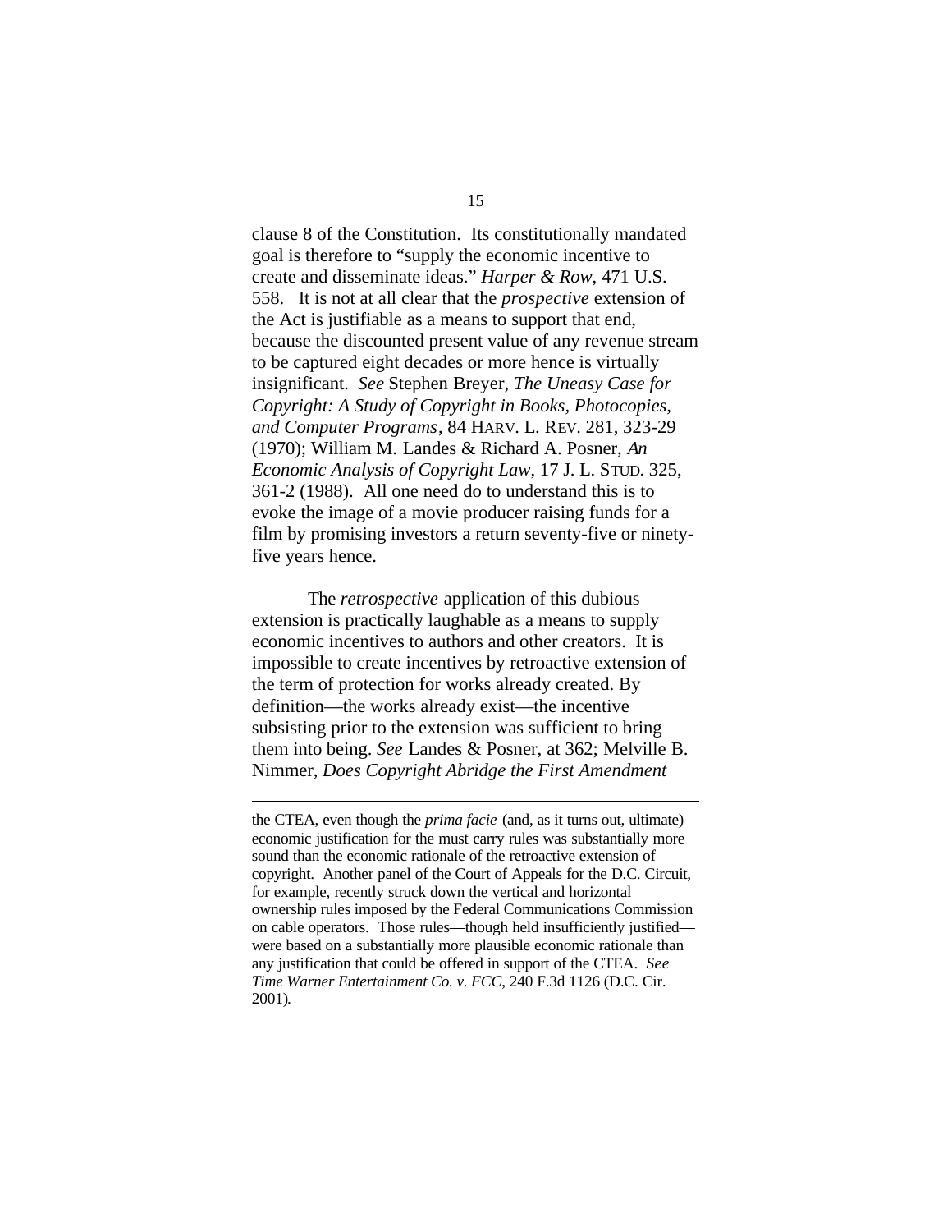clause 8 of the Constitution. Its constitutionally mandated goal is therefore to "supply the economic incentive to create and disseminate ideas." *Harper & Row*, 471 U.S. 558. It is not at all clear that the *prospective* extension of the Act is justifiable as a means to support that end, because the discounted present value of any revenue stream to be captured eight decades or more hence is virtually insignificant. *See* Stephen Breyer, *The Uneasy Case for Copyright: A Study of Copyright in Books, Photocopies, and Computer Programs*, 84 HARV. L. REV. 281, 323-29 (1970); William M. Landes & Richard A. Posner, *An Economic Analysis of Copyright Law*, 17 J. L. STUD. 325, 361-2 (1988). All one need do to understand this is to evoke the image of a movie producer raising funds for a film by promising investors a return seventy-five or ninety-five years hence.

The *retrospective* application of this dubious extension is practically laughable as a means to supply economic incentives to authors and other creators. It is impossible to create incentives by retroactive extension of the term of protection for works already created. By definition—the works already exist—the incentive subsisting prior to the extension was sufficient to bring them into being. *See* Landes & Posner, at 362; Melville B. Nimmer, *Does Copyright Abridge the First Amendment*

---

the CTEA, even though the *prima facie* (and, as it turns out, ultimate) economic justification for the must carry rules was substantially more sound than the economic rationale of the retroactive extension of copyright. Another panel of the Court of Appeals for the D.C. Circuit, for example, recently struck down the vertical and horizontal ownership rules imposed by the Federal Communications Commission on cable operators. Those rules—though held insufficiently justified—were based on a substantially more plausible economic rationale than any justification that could be offered in support of the CTEA. *See Time Warner Entertainment Co. v. FCC*, 240 F.3d 1126 (D.C. Cir. 2001).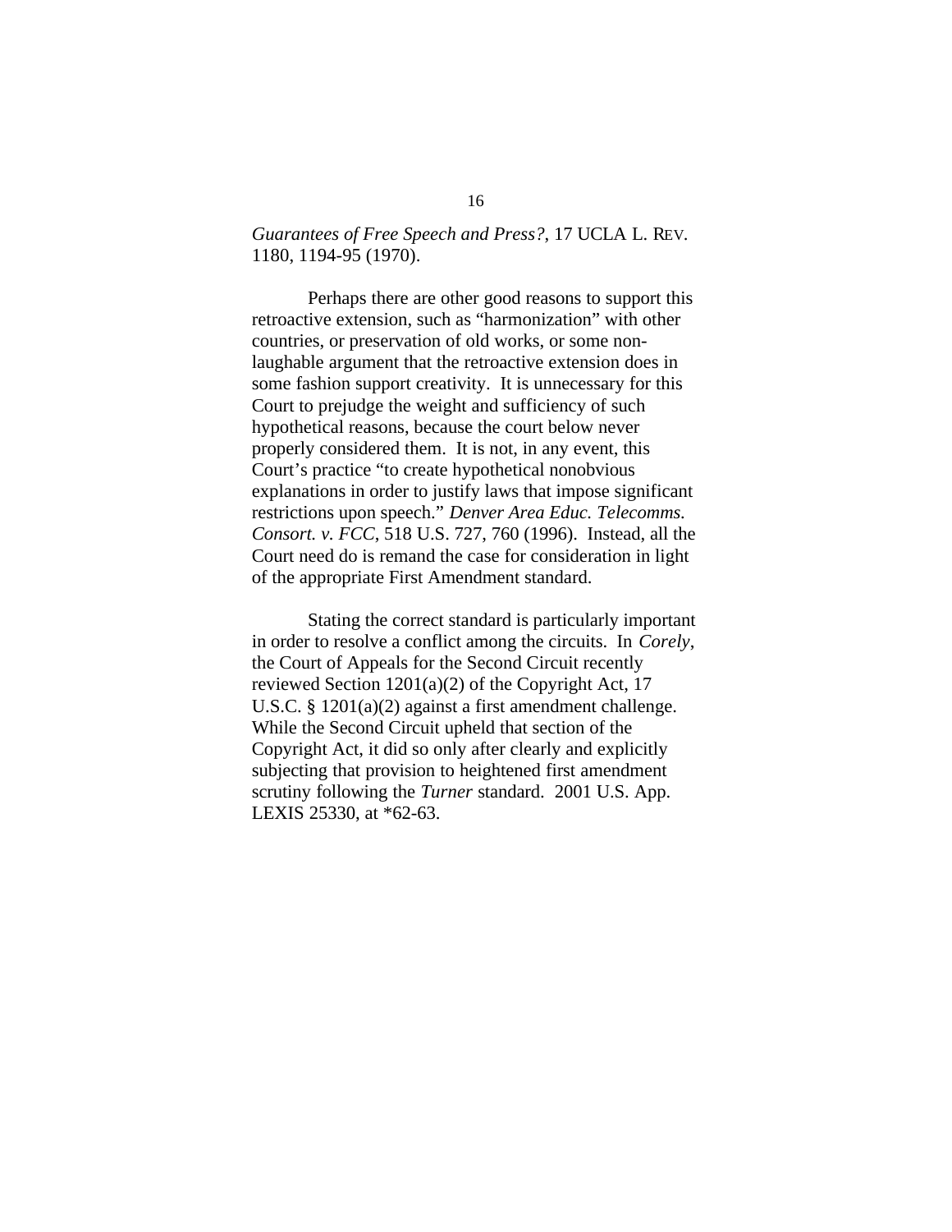*Guarantees of Free Speech and Press?*, 17 UCLA L. REV. 1180, 1194-95 (1970).

Perhaps there are other good reasons to support this retroactive extension, such as "harmonization" with other countries, or preservation of old works, or some non-laughable argument that the retroactive extension does in some fashion support creativity. It is unnecessary for this Court to prejudge the weight and sufficiency of such hypothetical reasons, because the court below never properly considered them. It is not, in any event, this Court's practice "to create hypothetical nonobvious explanations in order to justify laws that impose significant restrictions upon speech." *Denver Area Educ. Telecomms. Consort. v. FCC*, 518 U.S. 727, 760 (1996). Instead, all the Court need do is remand the case for consideration in light of the appropriate First Amendment standard.

Stating the correct standard is particularly important in order to resolve a conflict among the circuits. In *Corely*, the Court of Appeals for the Second Circuit recently reviewed Section 1201(a)(2) of the Copyright Act, 17 U.S.C. § 1201(a)(2) against a first amendment challenge. While the Second Circuit upheld that section of the Copyright Act, it did so only after clearly and explicitly subjecting that provision to heightened first amendment scrutiny following the *Turner* standard. 2001 U.S. App. LEXIS 25330, at *62-63.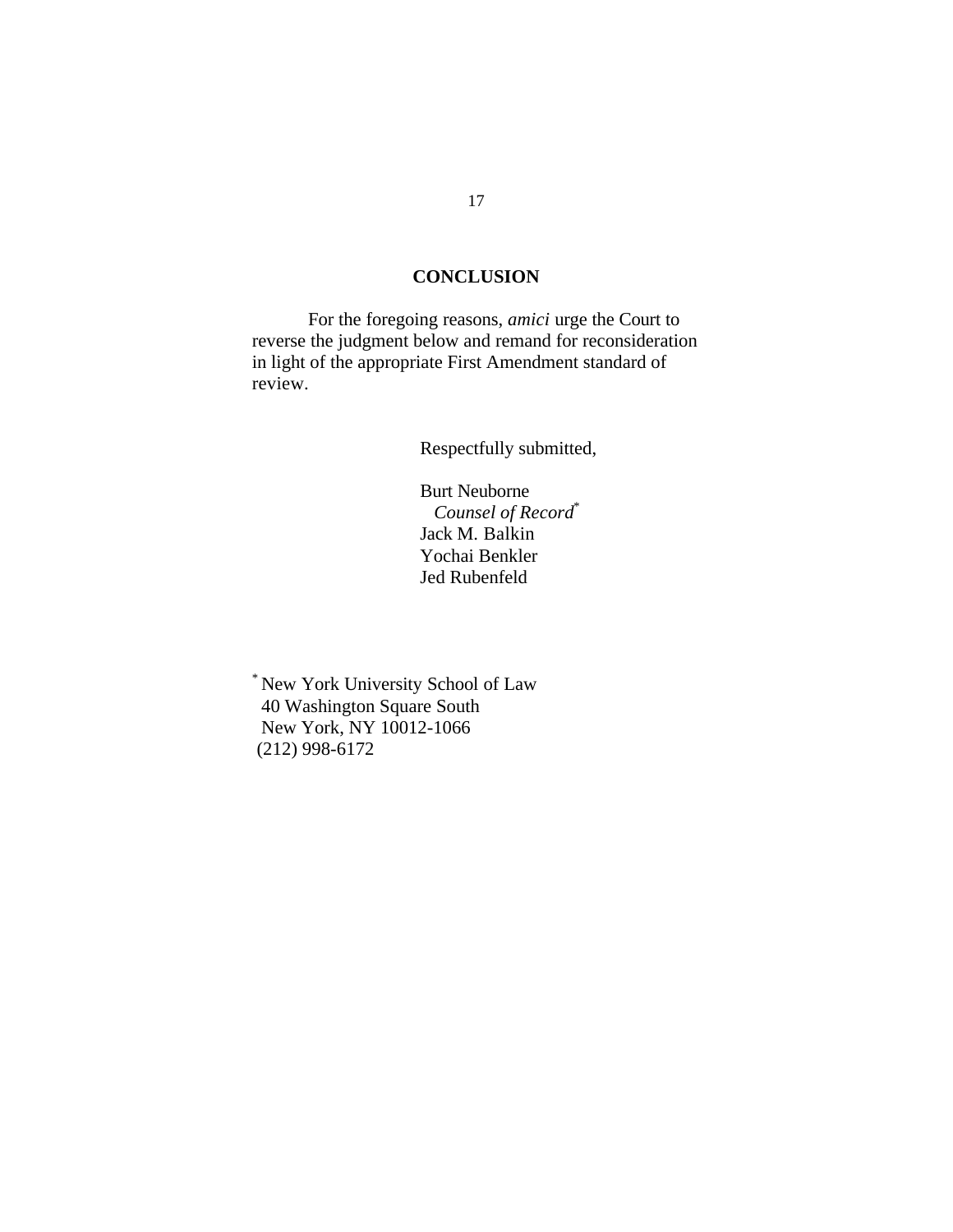## CONCLUSION

For the foregoing reasons, *amici* urge the Court to reverse the judgment below and remand for reconsideration in light of the appropriate First Amendment standard of review.

Respectfully submitted,

Burt Neuborne
*Counsel of Record*[*]
Jack M. Balkin
Yochai Benkler
Jed Rubenfeld

[*] New York University School of Law
40 Washington Square South
New York, NY 10012-1066
(212) 998-6172